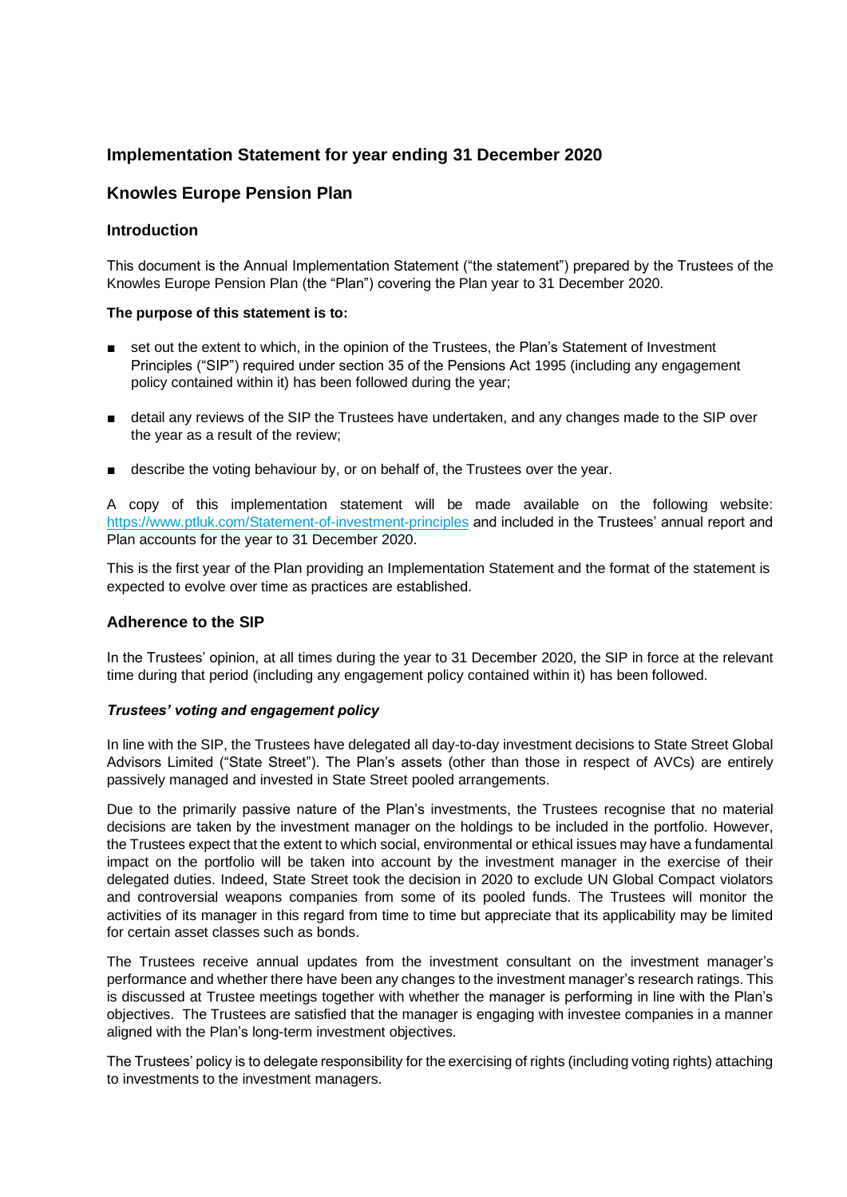# Implementation Statement for year ending 31 December 2020

## Knowles Europe Pension Plan

### Introduction

This document is the Annual Implementation Statement ("the statement") prepared by the Trustees of the Knowles Europe Pension Plan (the "Plan") covering the Plan year to 31 December 2020.

**The purpose of this statement is to:**

- set out the extent to which, in the opinion of the Trustees, the Plan's Statement of Investment Principles ("SIP") required under section 35 of the Pensions Act 1995 (including any engagement policy contained within it) has been followed during the year;
- detail any reviews of the SIP the Trustees have undertaken, and any changes made to the SIP over the year as a result of the review;
- describe the voting behaviour by, or on behalf of, the Trustees over the year.

A copy of this implementation statement will be made available on the following website: https://www.ptluk.com/Statement-of-investment-principles and included in the Trustees' annual report and Plan accounts for the year to 31 December 2020.

This is the first year of the Plan providing an Implementation Statement and the format of the statement is expected to evolve over time as practices are established.

### Adherence to the SIP

In the Trustees' opinion, at all times during the year to 31 December 2020, the SIP in force at the relevant time during that period (including any engagement policy contained within it) has been followed.

***Trustees' voting and engagement policy***

In line with the SIP, the Trustees have delegated all day-to-day investment decisions to State Street Global Advisors Limited ("State Street"). The Plan's assets (other than those in respect of AVCs) are entirely passively managed and invested in State Street pooled arrangements.

Due to the primarily passive nature of the Plan's investments, the Trustees recognise that no material decisions are taken by the investment manager on the holdings to be included in the portfolio. However, the Trustees expect that the extent to which social, environmental or ethical issues may have a fundamental impact on the portfolio will be taken into account by the investment manager in the exercise of their delegated duties. Indeed, State Street took the decision in 2020 to exclude UN Global Compact violators and controversial weapons companies from some of its pooled funds. The Trustees will monitor the activities of its manager in this regard from time to time but appreciate that its applicability may be limited for certain asset classes such as bonds.

The Trustees receive annual updates from the investment consultant on the investment manager's performance and whether there have been any changes to the investment manager's research ratings. This is discussed at Trustee meetings together with whether the manager is performing in line with the Plan's objectives. The Trustees are satisfied that the manager is engaging with investee companies in a manner aligned with the Plan's long-term investment objectives.

The Trustees' policy is to delegate responsibility for the exercising of rights (including voting rights) attaching to investments to the investment managers.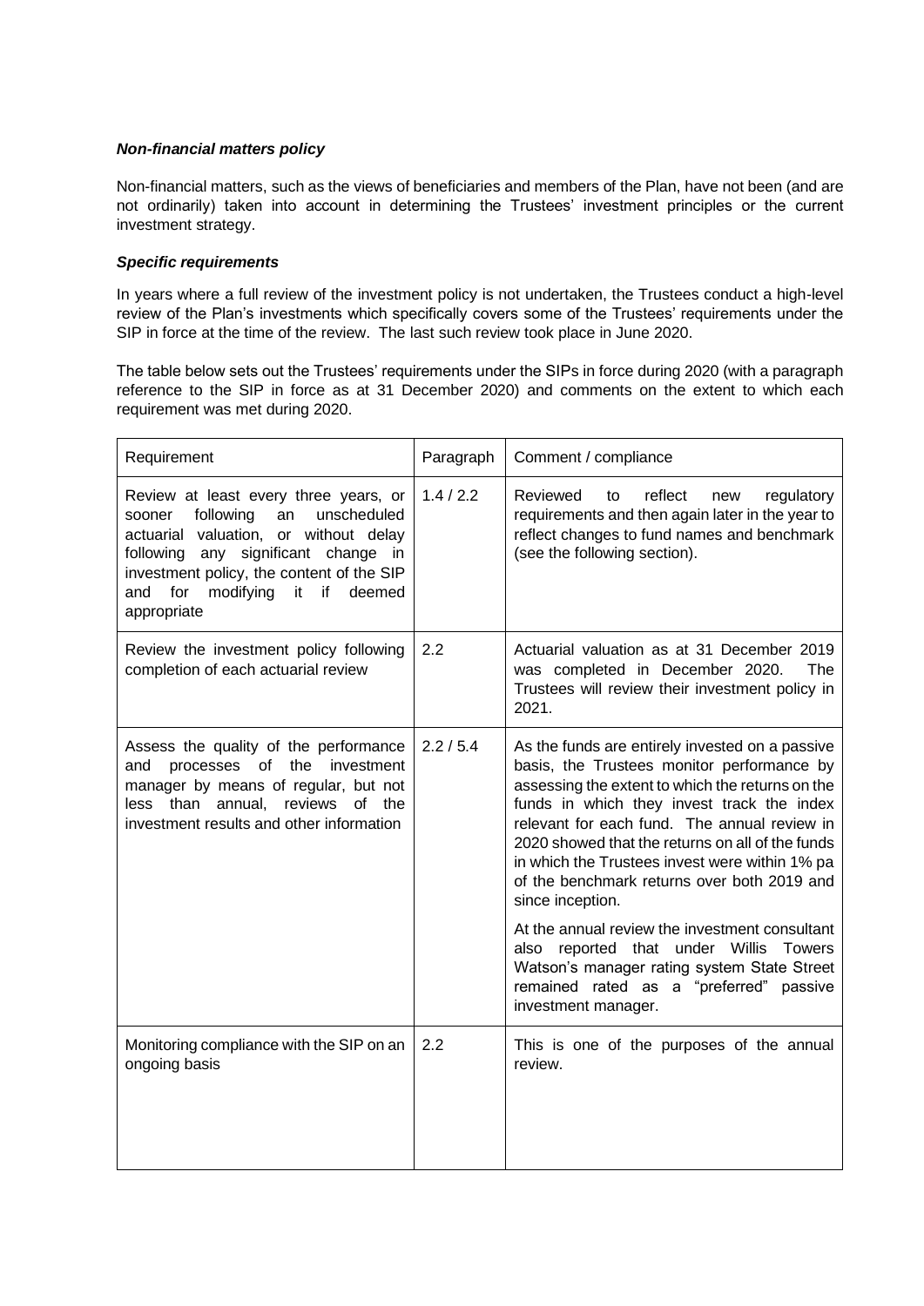### ***Non-financial matters policy***

Non-financial matters, such as the views of beneficiaries and members of the Plan, have not been (and are not ordinarily) taken into account in determining the Trustees' investment principles or the current investment strategy.

### ***Specific requirements***

In years where a full review of the investment policy is not undertaken, the Trustees conduct a high-level review of the Plan's investments which specifically covers some of the Trustees' requirements under the SIP in force at the time of the review. The last such review took place in June 2020.

The table below sets out the Trustees' requirements under the SIPs in force during 2020 (with a paragraph reference to the SIP in force as at 31 December 2020) and comments on the extent to which each requirement was met during 2020.

| Requirement | Paragraph | Comment / compliance |
|---|---|---|
| Review at least every three years, or sooner following an unscheduled actuarial valuation, or without delay following any significant change in investment policy, the content of the SIP and for modifying it if deemed appropriate | 1.4 / 2.2 | Reviewed to reflect new regulatory requirements and then again later in the year to reflect changes to fund names and benchmark (see the following section). |
| Review the investment policy following completion of each actuarial review | 2.2 | Actuarial valuation as at 31 December 2019 was completed in December 2020. The Trustees will review their investment policy in 2021. |
| Assess the quality of the performance and processes of the investment manager by means of regular, but not less than annual, reviews of the investment results and other information | 2.2 / 5.4 | As the funds are entirely invested on a passive basis, the Trustees monitor performance by assessing the extent to which the returns on the funds in which they invest track the index relevant for each fund. The annual review in 2020 showed that the returns on all of the funds in which the Trustees invest were within 1% pa of the benchmark returns over both 2019 and since inception.<br><br>At the annual review the investment consultant also reported that under Willis Towers Watson's manager rating system State Street remained rated as a "preferred" passive investment manager. |
| Monitoring compliance with the SIP on an ongoing basis | 2.2 | This is one of the purposes of the annual review. |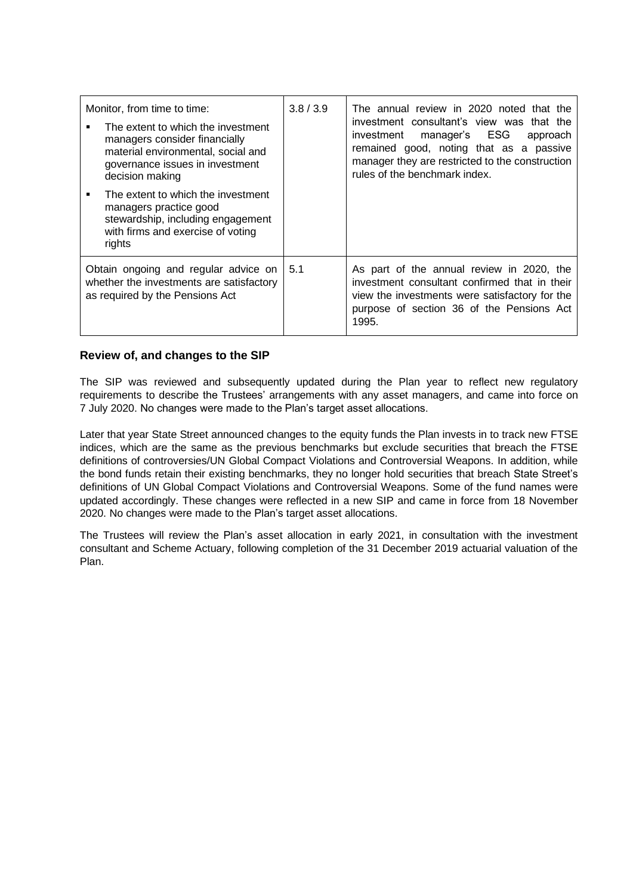| | | |
|---|---|---|
| Monitor, from time to time:<br>▪ The extent to which the investment managers consider financially material environmental, social and governance issues in investment decision making<br>▪ The extent to which the investment managers practice good stewardship, including engagement with firms and exercise of voting rights | 3.8 / 3.9 | The annual review in 2020 noted that the investment consultant's view was that the investment manager's ESG approach remained good, noting that as a passive manager they are restricted to the construction rules of the benchmark index. |
| Obtain ongoing and regular advice on whether the investments are satisfactory as required by the Pensions Act | 5.1 | As part of the annual review in 2020, the investment consultant confirmed that in their view the investments were satisfactory for the purpose of section 36 of the Pensions Act 1995. |

### Review of, and changes to the SIP

The SIP was reviewed and subsequently updated during the Plan year to reflect new regulatory requirements to describe the Trustees' arrangements with any asset managers, and came into force on 7 July 2020. No changes were made to the Plan's target asset allocations.

Later that year State Street announced changes to the equity funds the Plan invests in to track new FTSE indices, which are the same as the previous benchmarks but exclude securities that breach the FTSE definitions of controversies/UN Global Compact Violations and Controversial Weapons. In addition, while the bond funds retain their existing benchmarks, they no longer hold securities that breach State Street's definitions of UN Global Compact Violations and Controversial Weapons. Some of the fund names were updated accordingly. These changes were reflected in a new SIP and came in force from 18 November 2020. No changes were made to the Plan's target asset allocations.

The Trustees will review the Plan's asset allocation in early 2021, in consultation with the investment consultant and Scheme Actuary, following completion of the 31 December 2019 actuarial valuation of the Plan.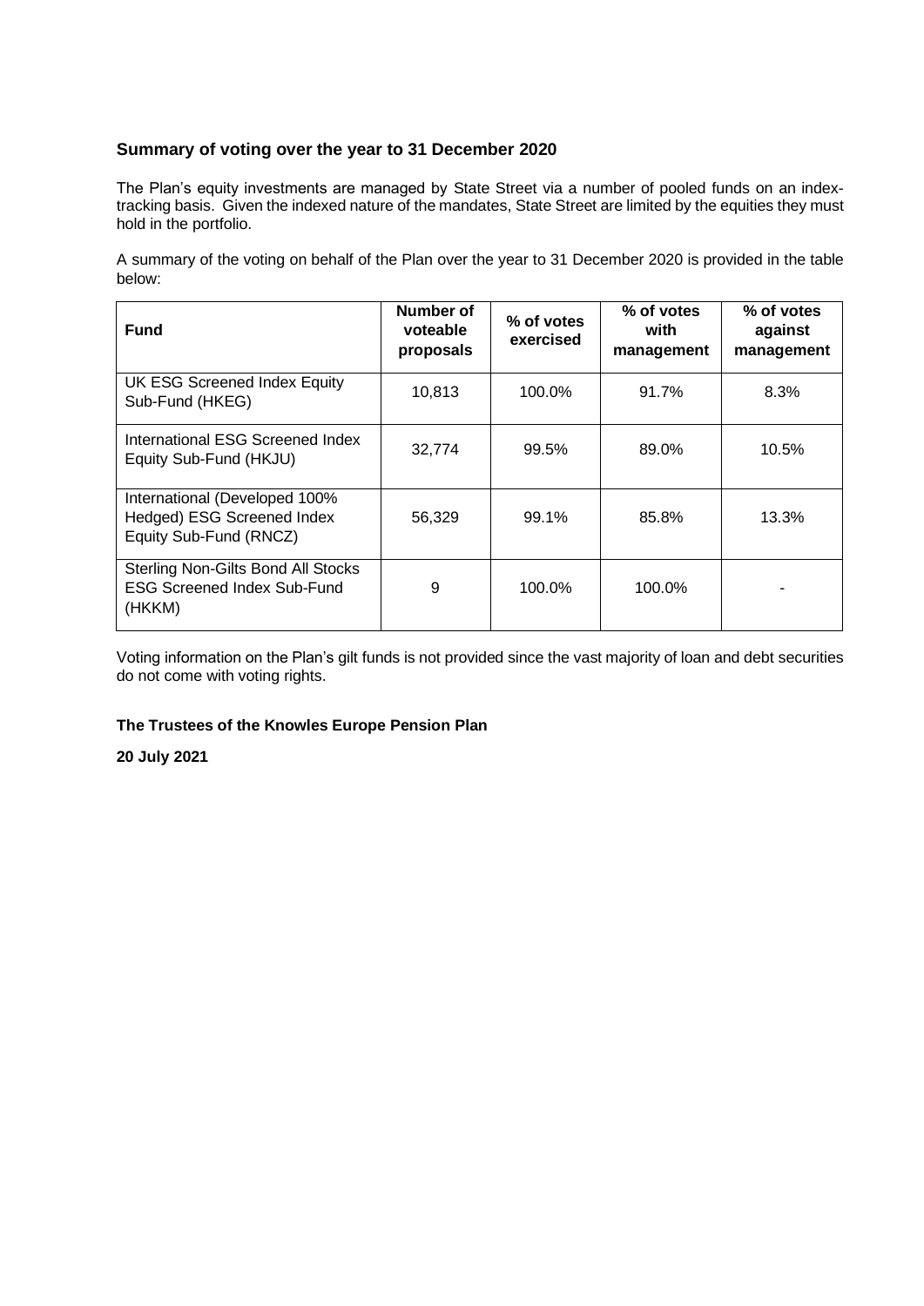## Summary of voting over the year to 31 December 2020

The Plan's equity investments are managed by State Street via a number of pooled funds on an index-tracking basis. Given the indexed nature of the mandates, State Street are limited by the equities they must hold in the portfolio.

A summary of the voting on behalf of the Plan over the year to 31 December 2020 is provided in the table below:

| Fund | Number of voteable proposals | % of votes exercised | % of votes with management | % of votes against management |
|---|---|---|---|---|
| UK ESG Screened Index Equity Sub-Fund (HKEG) | 10,813 | 100.0% | 91.7% | 8.3% |
| International ESG Screened Index Equity Sub-Fund (HKJU) | 32,774 | 99.5% | 89.0% | 10.5% |
| International (Developed 100% Hedged) ESG Screened Index Equity Sub-Fund (RNCZ) | 56,329 | 99.1% | 85.8% | 13.3% |
| Sterling Non-Gilts Bond All Stocks ESG Screened Index Sub-Fund (HKKM) | 9 | 100.0% | 100.0% | - |

Voting information on the Plan's gilt funds is not provided since the vast majority of loan and debt securities do not come with voting rights.

**The Trustees of the Knowles Europe Pension Plan**

**20 July 2021**